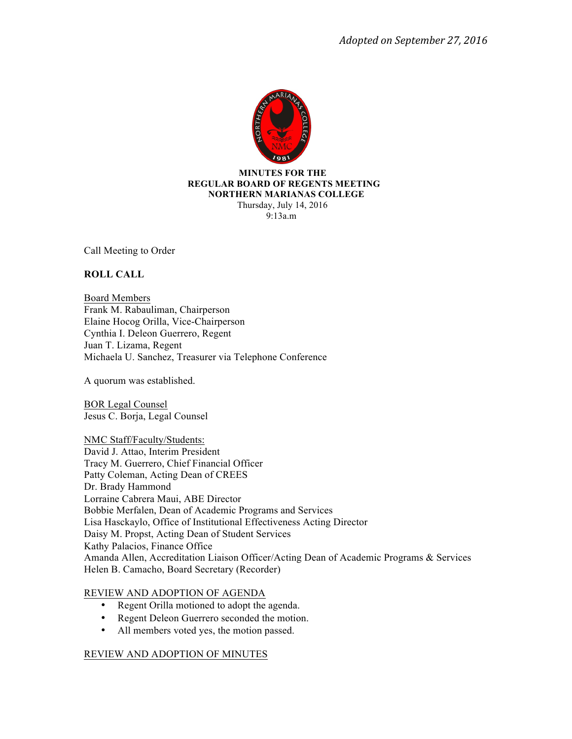*Adopted on September 27, 2016*

**MINUTES FOR THE**
**REGULAR BOARD OF REGENTS MEETING**
**NORTHERN MARIANAS COLLEGE**
Thursday, July 14, 2016
9:13a.m

Call Meeting to Order

**ROLL CALL**

Board Members
Frank M. Rabauliman, Chairperson
Elaine Hocog Orilla, Vice-Chairperson
Cynthia I. Deleon Guerrero, Regent
Juan T. Lizama, Regent
Michaela U. Sanchez, Treasurer via Telephone Conference

A quorum was established.

BOR Legal Counsel
Jesus C. Borja, Legal Counsel

NMC Staff/Faculty/Students:
David J. Attao, Interim President
Tracy M. Guerrero, Chief Financial Officer
Patty Coleman, Acting Dean of CREES
Dr. Brady Hammond
Lorraine Cabrera Maui, ABE Director
Bobbie Merfalen, Dean of Academic Programs and Services
Lisa Hasckaylo, Office of Institutional Effectiveness Acting Director
Daisy M. Propst, Acting Dean of Student Services
Kathy Palacios, Finance Office
Amanda Allen, Accreditation Liaison Officer/Acting Dean of Academic Programs & Services
Helen B. Camacho, Board Secretary (Recorder)

REVIEW AND ADOPTION OF AGENDA

- Regent Orilla motioned to adopt the agenda.
- Regent Deleon Guerrero seconded the motion.
- All members voted yes, the motion passed.

REVIEW AND ADOPTION OF MINUTES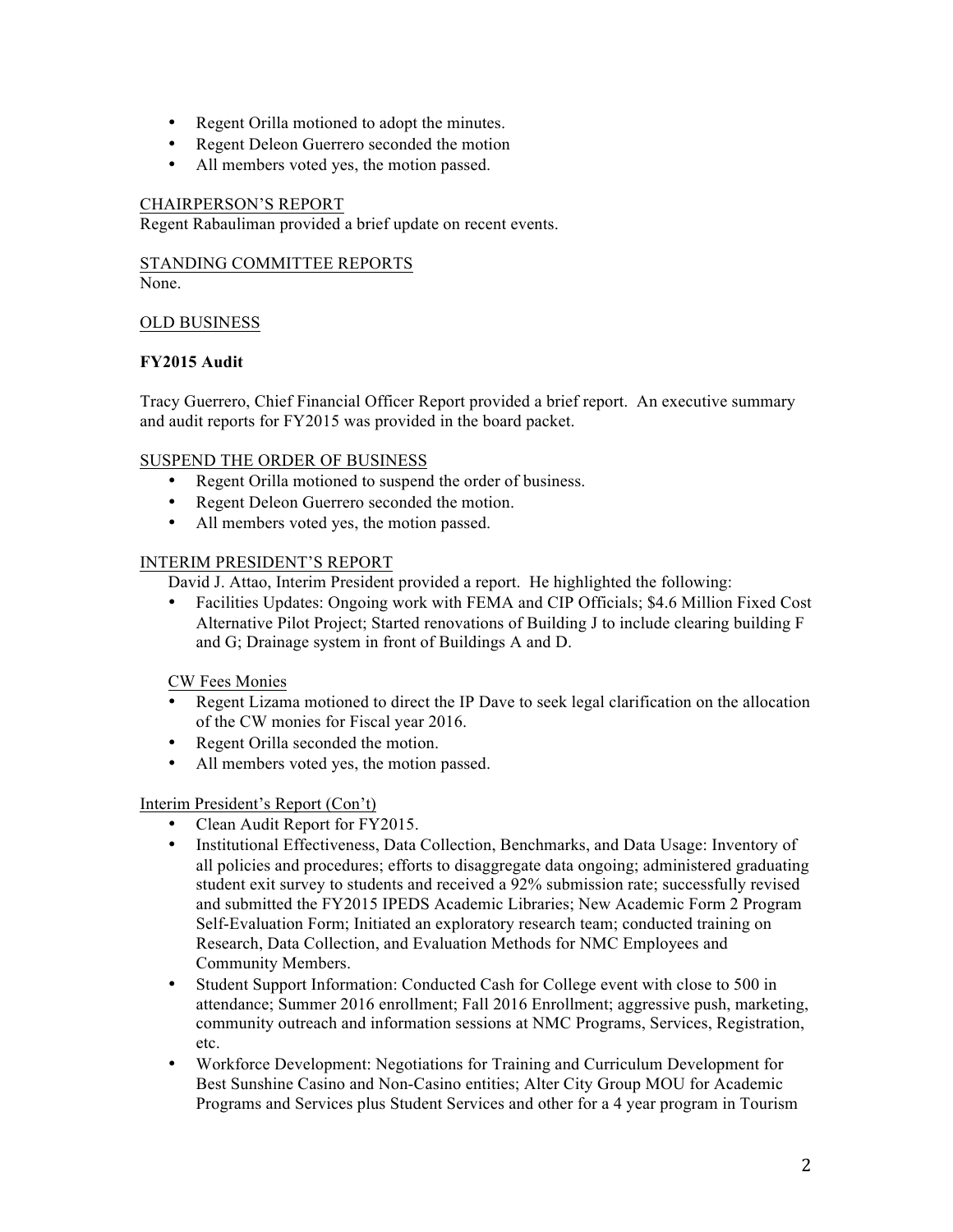- Regent Orilla motioned to adopt the minutes.
- Regent Deleon Guerrero seconded the motion
- All members voted yes, the motion passed.

CHAIRPERSON'S REPORT

Regent Rabauliman provided a brief update on recent events.

STANDING COMMITTEE REPORTS

None.

OLD BUSINESS

**FY2015 Audit**

Tracy Guerrero, Chief Financial Officer Report provided a brief report. An executive summary and audit reports for FY2015 was provided in the board packet.

SUSPEND THE ORDER OF BUSINESS

- Regent Orilla motioned to suspend the order of business.
- Regent Deleon Guerrero seconded the motion.
- All members voted yes, the motion passed.

INTERIM PRESIDENT'S REPORT

David J. Attao, Interim President provided a report. He highlighted the following:

- Facilities Updates: Ongoing work with FEMA and CIP Officials; $4.6 Million Fixed Cost Alternative Pilot Project; Started renovations of Building J to include clearing building F and G; Drainage system in front of Buildings A and D.

CW Fees Monies

- Regent Lizama motioned to direct the IP Dave to seek legal clarification on the allocation of the CW monies for Fiscal year 2016.
- Regent Orilla seconded the motion.
- All members voted yes, the motion passed.

Interim President's Report (Con't)

- Clean Audit Report for FY2015.
- Institutional Effectiveness, Data Collection, Benchmarks, and Data Usage: Inventory of all policies and procedures; efforts to disaggregate data ongoing; administered graduating student exit survey to students and received a 92% submission rate; successfully revised and submitted the FY2015 IPEDS Academic Libraries; New Academic Form 2 Program Self-Evaluation Form; Initiated an exploratory research team; conducted training on Research, Data Collection, and Evaluation Methods for NMC Employees and Community Members.
- Student Support Information: Conducted Cash for College event with close to 500 in attendance; Summer 2016 enrollment; Fall 2016 Enrollment; aggressive push, marketing, community outreach and information sessions at NMC Programs, Services, Registration, etc.
- Workforce Development: Negotiations for Training and Curriculum Development for Best Sunshine Casino and Non-Casino entities; Alter City Group MOU for Academic Programs and Services plus Student Services and other for a 4 year program in Tourism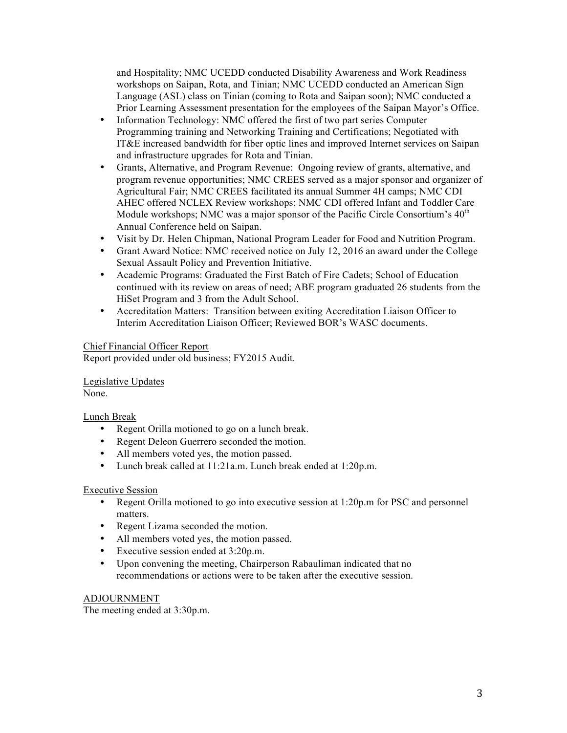and Hospitality; NMC UCEDD conducted Disability Awareness and Work Readiness workshops on Saipan, Rota, and Tinian; NMC UCEDD conducted an American Sign Language (ASL) class on Tinian (coming to Rota and Saipan soon); NMC conducted a Prior Learning Assessment presentation for the employees of the Saipan Mayor's Office.

- Information Technology: NMC offered the first of two part series Computer Programming training and Networking Training and Certifications; Negotiated with IT&E increased bandwidth for fiber optic lines and improved Internet services on Saipan and infrastructure upgrades for Rota and Tinian.
- Grants, Alternative, and Program Revenue: Ongoing review of grants, alternative, and program revenue opportunities; NMC CREES served as a major sponsor and organizer of Agricultural Fair; NMC CREES facilitated its annual Summer 4H camps; NMC CDI AHEC offered NCLEX Review workshops; NMC CDI offered Infant and Toddler Care Module workshops; NMC was a major sponsor of the Pacific Circle Consortium's 40th Annual Conference held on Saipan.
- Visit by Dr. Helen Chipman, National Program Leader for Food and Nutrition Program.
- Grant Award Notice: NMC received notice on July 12, 2016 an award under the College Sexual Assault Policy and Prevention Initiative.
- Academic Programs: Graduated the First Batch of Fire Cadets; School of Education continued with its review on areas of need; ABE program graduated 26 students from the HiSet Program and 3 from the Adult School.
- Accreditation Matters: Transition between exiting Accreditation Liaison Officer to Interim Accreditation Liaison Officer; Reviewed BOR's WASC documents.

Chief Financial Officer Report

Report provided under old business; FY2015 Audit.

Legislative Updates

None.

Lunch Break

- Regent Orilla motioned to go on a lunch break.
- Regent Deleon Guerrero seconded the motion.
- All members voted yes, the motion passed.
- Lunch break called at 11:21a.m. Lunch break ended at 1:20p.m.

Executive Session

- Regent Orilla motioned to go into executive session at 1:20p.m for PSC and personnel matters.
- Regent Lizama seconded the motion.
- All members voted yes, the motion passed.
- Executive session ended at 3:20p.m.
- Upon convening the meeting, Chairperson Rabauliman indicated that no recommendations or actions were to be taken after the executive session.

ADJOURNMENT

The meeting ended at 3:30p.m.